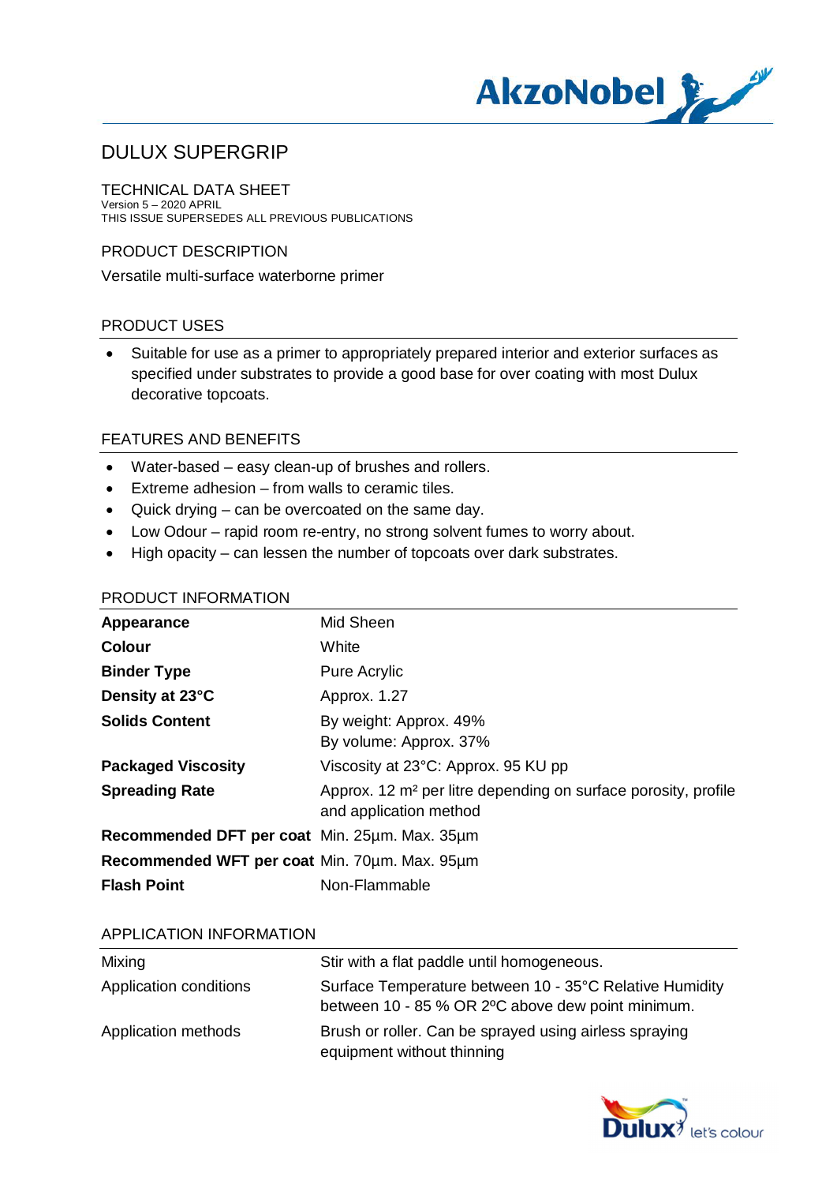# DULUX SUPERGRIP

TECHNICAL DATA SHEET
Version 5 – 2020 APRIL
THIS ISSUE SUPERSEDES ALL PREVIOUS PUBLICATIONS

## PRODUCT DESCRIPTION

Versatile multi-surface waterborne primer

## PRODUCT USES

- Suitable for use as a primer to appropriately prepared interior and exterior surfaces as specified under substrates to provide a good base for over coating with most Dulux decorative topcoats.

## FEATURES AND BENEFITS

- Water-based – easy clean-up of brushes and rollers.
- Extreme adhesion – from walls to ceramic tiles.
- Quick drying – can be overcoated on the same day.
- Low Odour – rapid room re-entry, no strong solvent fumes to worry about.
- High opacity – can lessen the number of topcoats over dark substrates.

## PRODUCT INFORMATION

| | |
|---|---|
| **Appearance** | Mid Sheen |
| **Colour** | White |
| **Binder Type** | Pure Acrylic |
| **Density at 23°C** | Approx. 1.27 |
| **Solids Content** | By weight: Approx. 49%<br>By volume: Approx. 37% |
| **Packaged Viscosity** | Viscosity at 23°C: Approx. 95 KU pp |
| **Spreading Rate** | Approx. 12 m² per litre depending on surface porosity, profile and application method |
| **Recommended DFT per coat** | Min. 25µm. Max. 35µm |
| **Recommended WFT per coat** | Min. 70µm. Max. 95µm |
| **Flash Point** | Non-Flammable |

## APPLICATION INFORMATION

| | |
|---|---|
| Mixing | Stir with a flat paddle until homogeneous. |
| Application conditions | Surface Temperature between 10 - 35°C Relative Humidity between 10 - 85 % OR 2ºC above dew point minimum. |
| Application methods | Brush or roller. Can be sprayed using airless spraying equipment without thinning |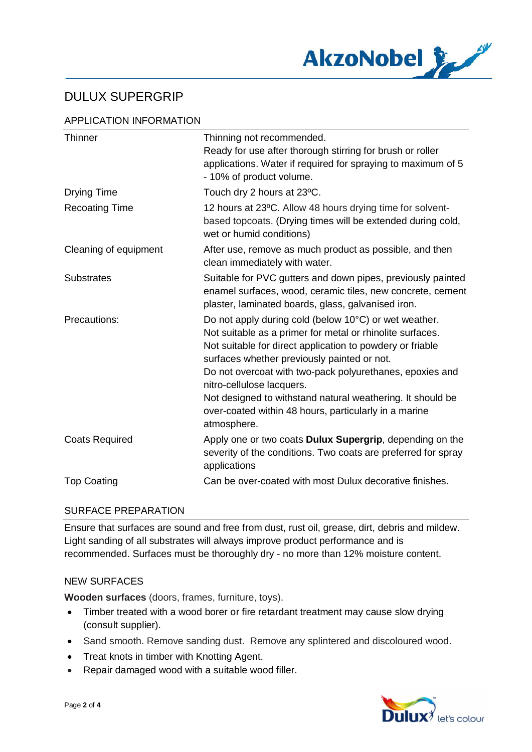# DULUX SUPERGRIP

## APPLICATION INFORMATION

| | |
|---|---|
| Thinner | Thinning not recommended.<br>Ready for use after thorough stirring for brush or roller applications. Water if required for spraying to maximum of 5 - 10% of product volume. |
| Drying Time | Touch dry 2 hours at 23ºC. |
| Recoating Time | 12 hours at 23ºC. Allow 48 hours drying time for solvent-based topcoats. (Drying times will be extended during cold, wet or humid conditions) |
| Cleaning of equipment | After use, remove as much product as possible, and then clean immediately with water. |
| Substrates | Suitable for PVC gutters and down pipes, previously painted enamel surfaces, wood, ceramic tiles, new concrete, cement plaster, laminated boards, glass, galvanised iron. |
| Precautions: | Do not apply during cold (below 10°C) or wet weather.<br>Not suitable as a primer for metal or rhinolite surfaces.<br>Not suitable for direct application to powdery or friable surfaces whether previously painted or not.<br>Do not overcoat with two-pack polyurethanes, epoxies and nitro-cellulose lacquers.<br>Not designed to withstand natural weathering. It should be over-coated within 48 hours, particularly in a marine atmosphere. |
| Coats Required | Apply one or two coats **Dulux Supergrip**, depending on the severity of the conditions. Two coats are preferred for spray applications |
| Top Coating | Can be over-coated with most Dulux decorative finishes. |

## SURFACE PREPARATION

Ensure that surfaces are sound and free from dust, rust oil, grease, dirt, debris and mildew. Light sanding of all substrates will always improve product performance and is recommended. Surfaces must be thoroughly dry - no more than 12% moisture content.

### NEW SURFACES

**Wooden surfaces** (doors, frames, furniture, toys).

- Timber treated with a wood borer or fire retardant treatment may cause slow drying (consult supplier).
- Sand smooth. Remove sanding dust. Remove any splintered and discoloured wood.
- Treat knots in timber with Knotting Agent.
- Repair damaged wood with a suitable wood filler.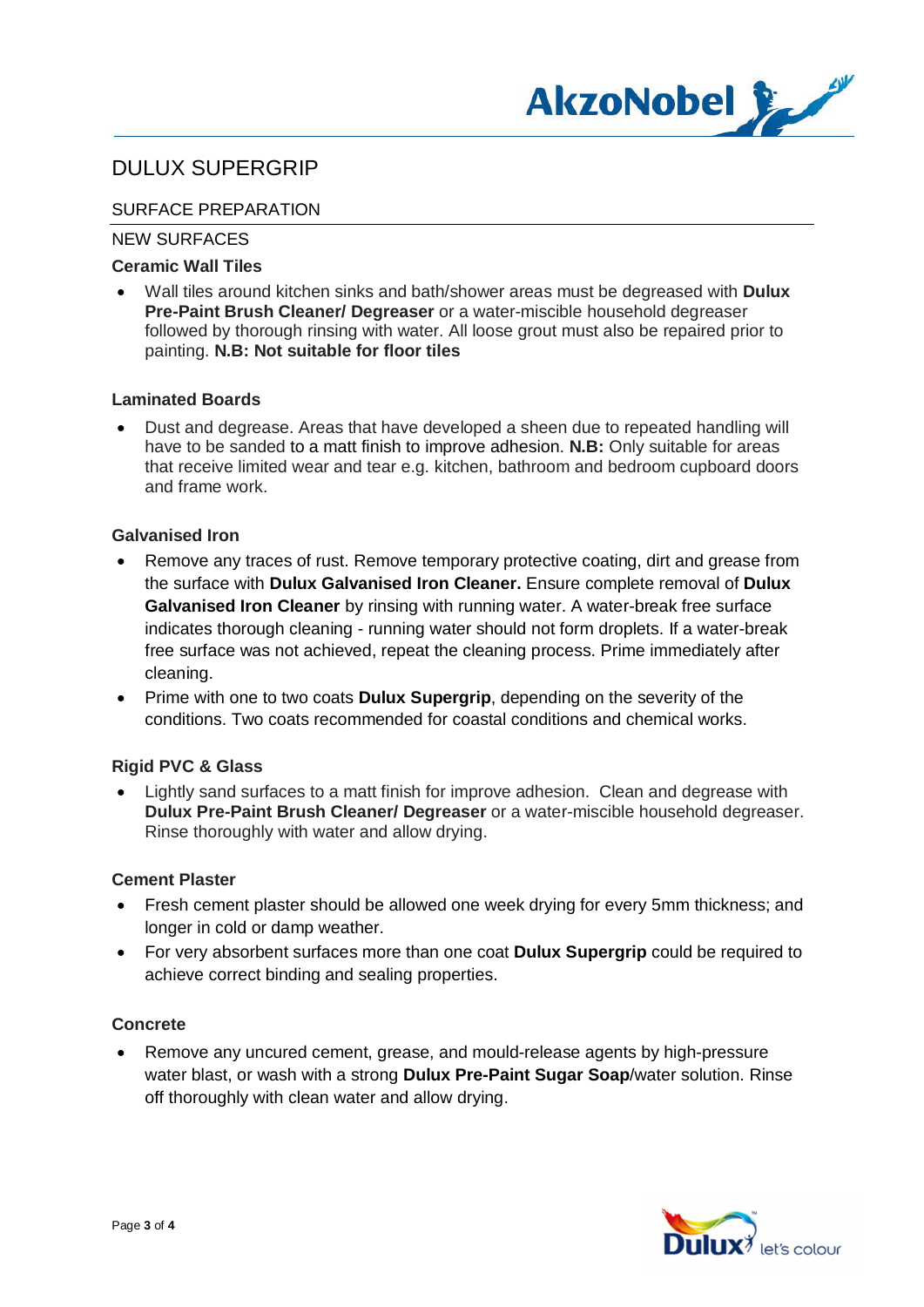# DULUX SUPERGRIP

## SURFACE PREPARATION

### NEW SURFACES

**Ceramic Wall Tiles**

- Wall tiles around kitchen sinks and bath/shower areas must be degreased with **Dulux Pre-Paint Brush Cleaner/ Degreaser** or a water-miscible household degreaser followed by thorough rinsing with water. All loose grout must also be repaired prior to painting. **N.B: Not suitable for floor tiles**

**Laminated Boards**

- Dust and degrease. Areas that have developed a sheen due to repeated handling will have to be sanded to a matt finish to improve adhesion. **N.B:** Only suitable for areas that receive limited wear and tear e.g. kitchen, bathroom and bedroom cupboard doors and frame work.

**Galvanised Iron**

- Remove any traces of rust. Remove temporary protective coating, dirt and grease from the surface with **Dulux Galvanised Iron Cleaner.** Ensure complete removal of **Dulux Galvanised Iron Cleaner** by rinsing with running water. A water-break free surface indicates thorough cleaning - running water should not form droplets. If a water-break free surface was not achieved, repeat the cleaning process. Prime immediately after cleaning.
- Prime with one to two coats **Dulux Supergrip**, depending on the severity of the conditions. Two coats recommended for coastal conditions and chemical works.

**Rigid PVC & Glass**

- Lightly sand surfaces to a matt finish for improve adhesion. Clean and degrease with **Dulux Pre-Paint Brush Cleaner/ Degreaser** or a water-miscible household degreaser. Rinse thoroughly with water and allow drying.

**Cement Plaster**

- Fresh cement plaster should be allowed one week drying for every 5mm thickness; and longer in cold or damp weather.
- For very absorbent surfaces more than one coat **Dulux Supergrip** could be required to achieve correct binding and sealing properties.

**Concrete**

- Remove any uncured cement, grease, and mould-release agents by high-pressure water blast, or wash with a strong **Dulux Pre-Paint Sugar Soap**/water solution. Rinse off thoroughly with clean water and allow drying.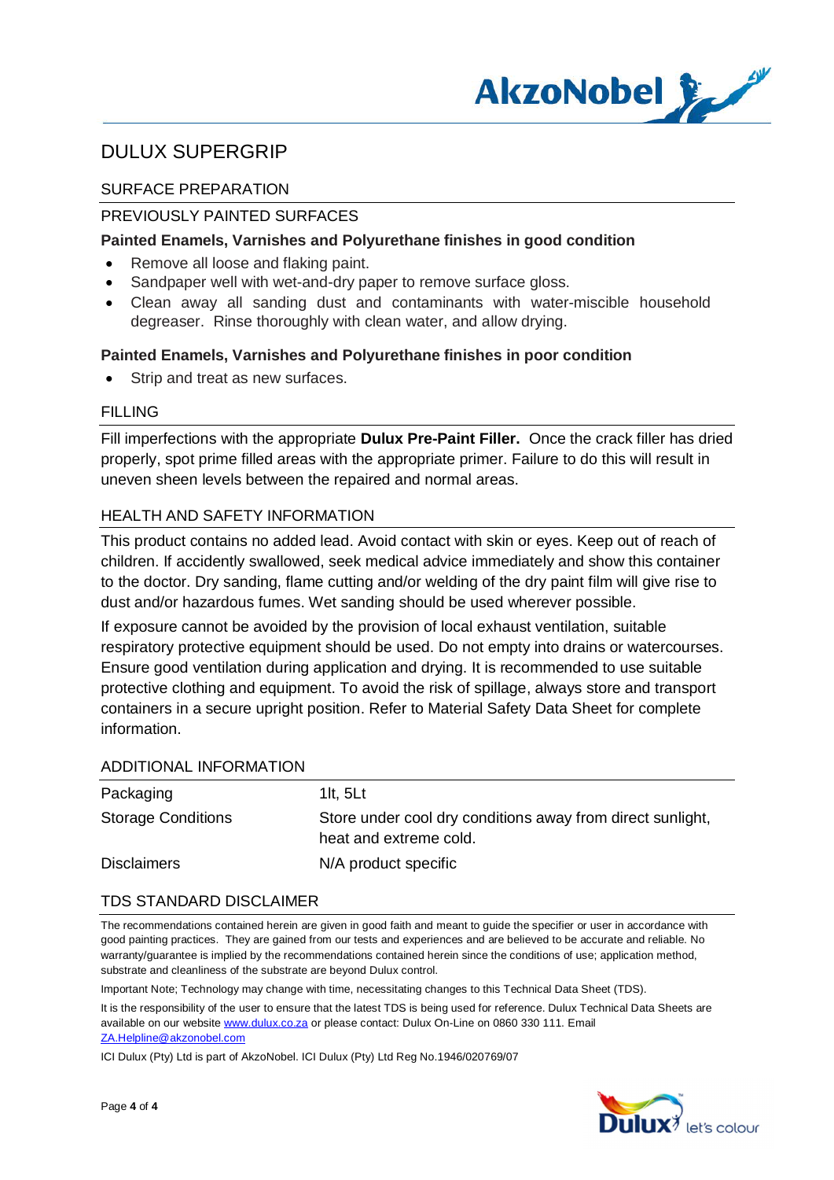# DULUX SUPERGRIP

## SURFACE PREPARATION

### PREVIOUSLY PAINTED SURFACES

**Painted Enamels, Varnishes and Polyurethane finishes in good condition**

- Remove all loose and flaking paint.
- Sandpaper well with wet-and-dry paper to remove surface gloss.
- Clean away all sanding dust and contaminants with water-miscible household degreaser. Rinse thoroughly with clean water, and allow drying.

**Painted Enamels, Varnishes and Polyurethane finishes in poor condition**

- Strip and treat as new surfaces.

## FILLING

Fill imperfections with the appropriate **Dulux Pre-Paint Filler.** Once the crack filler has dried properly, spot prime filled areas with the appropriate primer. Failure to do this will result in uneven sheen levels between the repaired and normal areas.

## HEALTH AND SAFETY INFORMATION

This product contains no added lead. Avoid contact with skin or eyes. Keep out of reach of children. If accidently swallowed, seek medical advice immediately and show this container to the doctor. Dry sanding, flame cutting and/or welding of the dry paint film will give rise to dust and/or hazardous fumes. Wet sanding should be used wherever possible.

If exposure cannot be avoided by the provision of local exhaust ventilation, suitable respiratory protective equipment should be used. Do not empty into drains or watercourses. Ensure good ventilation during application and drying. It is recommended to use suitable protective clothing and equipment. To avoid the risk of spillage, always store and transport containers in a secure upright position. Refer to Material Safety Data Sheet for complete information.

## ADDITIONAL INFORMATION

| | |
|---|---|
| Packaging | 1lt, 5Lt |
| Storage Conditions | Store under cool dry conditions away from direct sunlight, heat and extreme cold. |
| Disclaimers | N/A product specific |

## TDS STANDARD DISCLAIMER

The recommendations contained herein are given in good faith and meant to guide the specifier or user in accordance with good painting practices. They are gained from our tests and experiences and are believed to be accurate and reliable. No warranty/guarantee is implied by the recommendations contained herein since the conditions of use; application method, substrate and cleanliness of the substrate are beyond Dulux control.

Important Note; Technology may change with time, necessitating changes to this Technical Data Sheet (TDS).

It is the responsibility of the user to ensure that the latest TDS is being used for reference. Dulux Technical Data Sheets are available on our website www.dulux.co.za or please contact: Dulux On-Line on 0860 330 111. Email ZA.Helpline@akzonobel.com

ICI Dulux (Pty) Ltd is part of AkzoNobel. ICI Dulux (Pty) Ltd Reg No.1946/020769/07